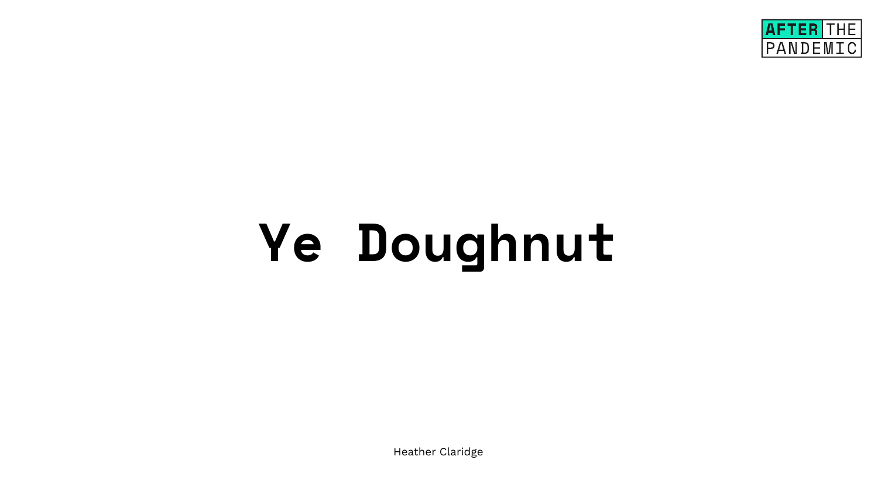AFTER THE PANDEMIC

# Ye Doughnut

Heather Claridge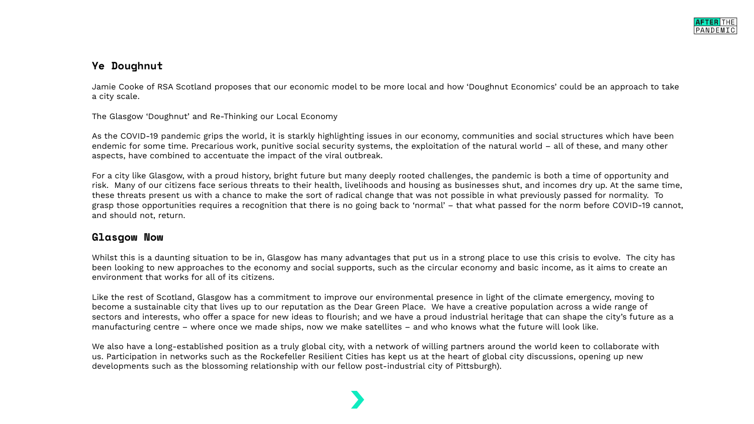## Ye Doughnut

Jamie Cooke of RSA Scotland proposes that our economic model to be more local and how 'Doughnut Economics' could be an approach to take a city scale.

The Glasgow 'Doughnut' and Re-Thinking our Local Economy

As the COVID-19 pandemic grips the world, it is starkly highlighting issues in our economy, communities and social structures which have been endemic for some time. Precarious work, punitive social security systems, the exploitation of the natural world – all of these, and many other aspects, have combined to accentuate the impact of the viral outbreak.

For a city like Glasgow, with a proud history, bright future but many deeply rooted challenges, the pandemic is both a time of opportunity and risk. Many of our citizens face serious threats to their health, livelihoods and housing as businesses shut, and incomes dry up. At the same time, these threats present us with a chance to make the sort of radical change that was not possible in what previously passed for normality. To grasp those opportunities requires a recognition that there is no going back to 'normal' – that what passed for the norm before COVID-19 cannot, and should not, return.

## Glasgow Now

Whilst this is a daunting situation to be in, Glasgow has many advantages that put us in a strong place to use this crisis to evolve. The city has been looking to new approaches to the economy and social supports, such as the circular economy and basic income, as it aims to create an environment that works for all of its citizens.

Like the rest of Scotland, Glasgow has a commitment to improve our environmental presence in light of the climate emergency, moving to become a sustainable city that lives up to our reputation as the Dear Green Place. We have a creative population across a wide range of sectors and interests, who offer a space for new ideas to flourish; and we have a proud industrial heritage that can shape the city's future as a manufacturing centre – where once we made ships, now we make satellites – and who knows what the future will look like.

We also have a long-established position as a truly global city, with a network of willing partners around the world keen to collaborate with us. Participation in networks such as the Rockefeller Resilient Cities has kept us at the heart of global city discussions, opening up new developments such as the blossoming relationship with our fellow post-industrial city of Pittsburgh).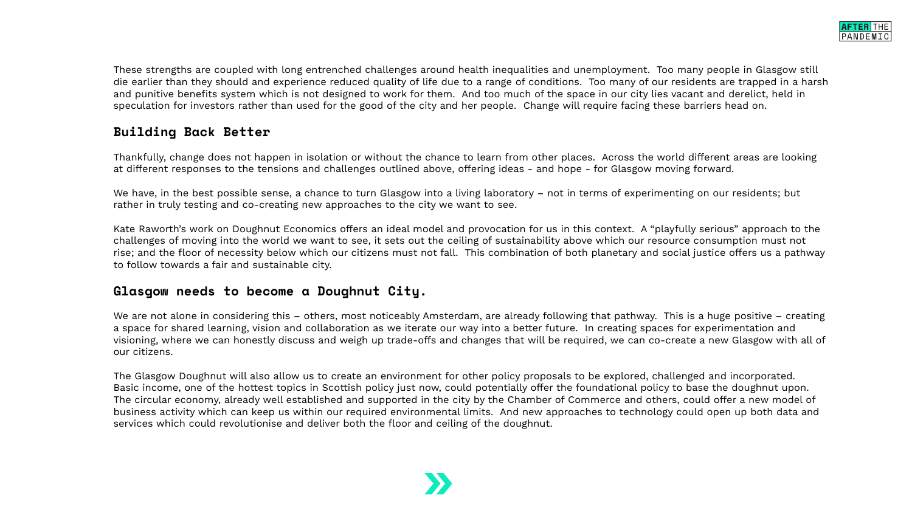These strengths are coupled with long entrenched challenges around health inequalities and unemployment. Too many people in Glasgow still die earlier than they should and experience reduced quality of life due to a range of conditions. Too many of our residents are trapped in a harsh and punitive benefits system which is not designed to work for them. And too much of the space in our city lies vacant and derelict, held in speculation for investors rather than used for the good of the city and her people. Change will require facing these barriers head on.

## Building Back Better

Thankfully, change does not happen in isolation or without the chance to learn from other places. Across the world different areas are looking at different responses to the tensions and challenges outlined above, offering ideas - and hope - for Glasgow moving forward.

We have, in the best possible sense, a chance to turn Glasgow into a living laboratory – not in terms of experimenting on our residents; but rather in truly testing and co-creating new approaches to the city we want to see.

Kate Raworth's work on Doughnut Economics offers an ideal model and provocation for us in this context. A "playfully serious" approach to the challenges of moving into the world we want to see, it sets out the ceiling of sustainability above which our resource consumption must not rise; and the floor of necessity below which our citizens must not fall. This combination of both planetary and social justice offers us a pathway to follow towards a fair and sustainable city.

## Glasgow needs to become a Doughnut City.

We are not alone in considering this – others, most noticeably Amsterdam, are already following that pathway. This is a huge positive – creating a space for shared learning, vision and collaboration as we iterate our way into a better future. In creating spaces for experimentation and visioning, where we can honestly discuss and weigh up trade-offs and changes that will be required, we can co-create a new Glasgow with all of our citizens.

The Glasgow Doughnut will also allow us to create an environment for other policy proposals to be explored, challenged and incorporated. Basic income, one of the hottest topics in Scottish policy just now, could potentially offer the foundational policy to base the doughnut upon. The circular economy, already well established and supported in the city by the Chamber of Commerce and others, could offer a new model of business activity which can keep us within our required environmental limits. And new approaches to technology could open up both data and services which could revolutionise and deliver both the floor and ceiling of the doughnut.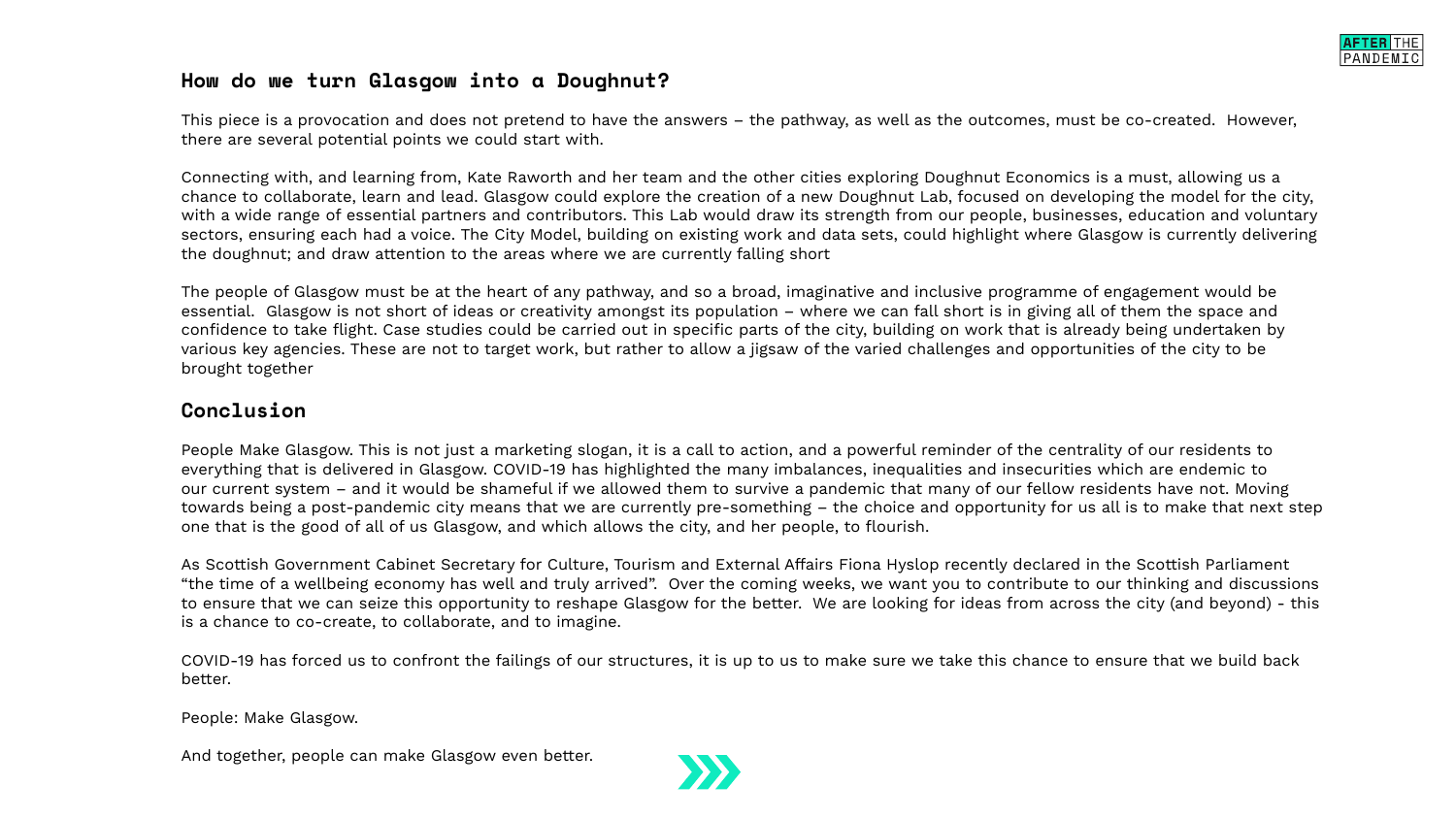## How do we turn Glasgow into a Doughnut?

This piece is a provocation and does not pretend to have the answers – the pathway, as well as the outcomes, must be co-created. However, there are several potential points we could start with.

Connecting with, and learning from, Kate Raworth and her team and the other cities exploring Doughnut Economics is a must, allowing us a chance to collaborate, learn and lead. Glasgow could explore the creation of a new Doughnut Lab, focused on developing the model for the city, with a wide range of essential partners and contributors. This Lab would draw its strength from our people, businesses, education and voluntary sectors, ensuring each had a voice. The City Model, building on existing work and data sets, could highlight where Glasgow is currently delivering the doughnut; and draw attention to the areas where we are currently falling short

The people of Glasgow must be at the heart of any pathway, and so a broad, imaginative and inclusive programme of engagement would be essential. Glasgow is not short of ideas or creativity amongst its population – where we can fall short is in giving all of them the space and confidence to take flight. Case studies could be carried out in specific parts of the city, building on work that is already being undertaken by various key agencies. These are not to target work, but rather to allow a jigsaw of the varied challenges and opportunities of the city to be brought together

## Conclusion

People Make Glasgow. This is not just a marketing slogan, it is a call to action, and a powerful reminder of the centrality of our residents to everything that is delivered in Glasgow. COVID-19 has highlighted the many imbalances, inequalities and insecurities which are endemic to our current system – and it would be shameful if we allowed them to survive a pandemic that many of our fellow residents have not. Moving towards being a post-pandemic city means that we are currently pre-something – the choice and opportunity for us all is to make that next step one that is the good of all of us Glasgow, and which allows the city, and her people, to flourish.

As Scottish Government Cabinet Secretary for Culture, Tourism and External Affairs Fiona Hyslop recently declared in the Scottish Parliament "the time of a wellbeing economy has well and truly arrived". Over the coming weeks, we want you to contribute to our thinking and discussions to ensure that we can seize this opportunity to reshape Glasgow for the better. We are looking for ideas from across the city (and beyond) - this is a chance to co-create, to collaborate, and to imagine.

COVID-19 has forced us to confront the failings of our structures, it is up to us to make sure we take this chance to ensure that we build back better.

People: Make Glasgow.

And together, people can make Glasgow even better.